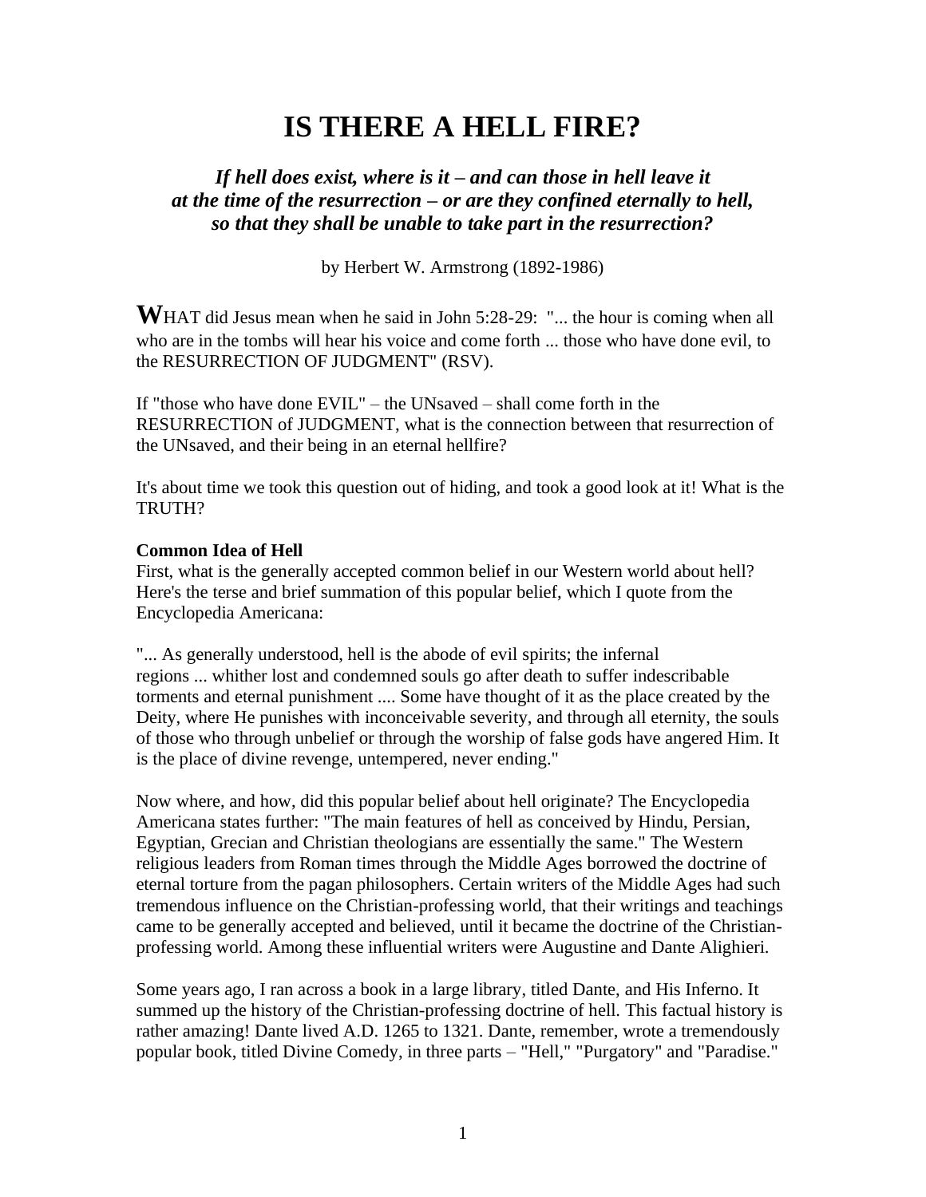# IS THERE A HELL FIRE?

***If hell does exist, where is it – and can those in hell leave it at the time of the resurrection – or are they confined eternally to hell, so that they shall be unable to take part in the resurrection?***

by Herbert W. Armstrong (1892-1986)

**W**HAT did Jesus mean when he said in John 5:28-29: "... the hour is coming when all who are in the tombs will hear his voice and come forth ... those who have done evil, to the RESURRECTION OF JUDGMENT" (RSV).

If "those who have done EVIL" – the UNsaved – shall come forth in the RESURRECTION of JUDGMENT, what is the connection between that resurrection of the UNsaved, and their being in an eternal hellfire?

It's about time we took this question out of hiding, and took a good look at it! What is the TRUTH?

**Common Idea of Hell**

First, what is the generally accepted common belief in our Western world about hell? Here's the terse and brief summation of this popular belief, which I quote from the Encyclopedia Americana:

"... As generally understood, hell is the abode of evil spirits; the infernal regions ... whither lost and condemned souls go after death to suffer indescribable torments and eternal punishment .... Some have thought of it as the place created by the Deity, where He punishes with inconceivable severity, and through all eternity, the souls of those who through unbelief or through the worship of false gods have angered Him. It is the place of divine revenge, untempered, never ending."

Now where, and how, did this popular belief about hell originate? The Encyclopedia Americana states further: "The main features of hell as conceived by Hindu, Persian, Egyptian, Grecian and Christian theologians are essentially the same." The Western religious leaders from Roman times through the Middle Ages borrowed the doctrine of eternal torture from the pagan philosophers. Certain writers of the Middle Ages had such tremendous influence on the Christian-professing world, that their writings and teachings came to be generally accepted and believed, until it became the doctrine of the Christian-professing world. Among these influential writers were Augustine and Dante Alighieri.

Some years ago, I ran across a book in a large library, titled Dante, and His Inferno. It summed up the history of the Christian-professing doctrine of hell. This factual history is rather amazing! Dante lived A.D. 1265 to 1321. Dante, remember, wrote a tremendously popular book, titled Divine Comedy, in three parts – "Hell," "Purgatory" and "Paradise."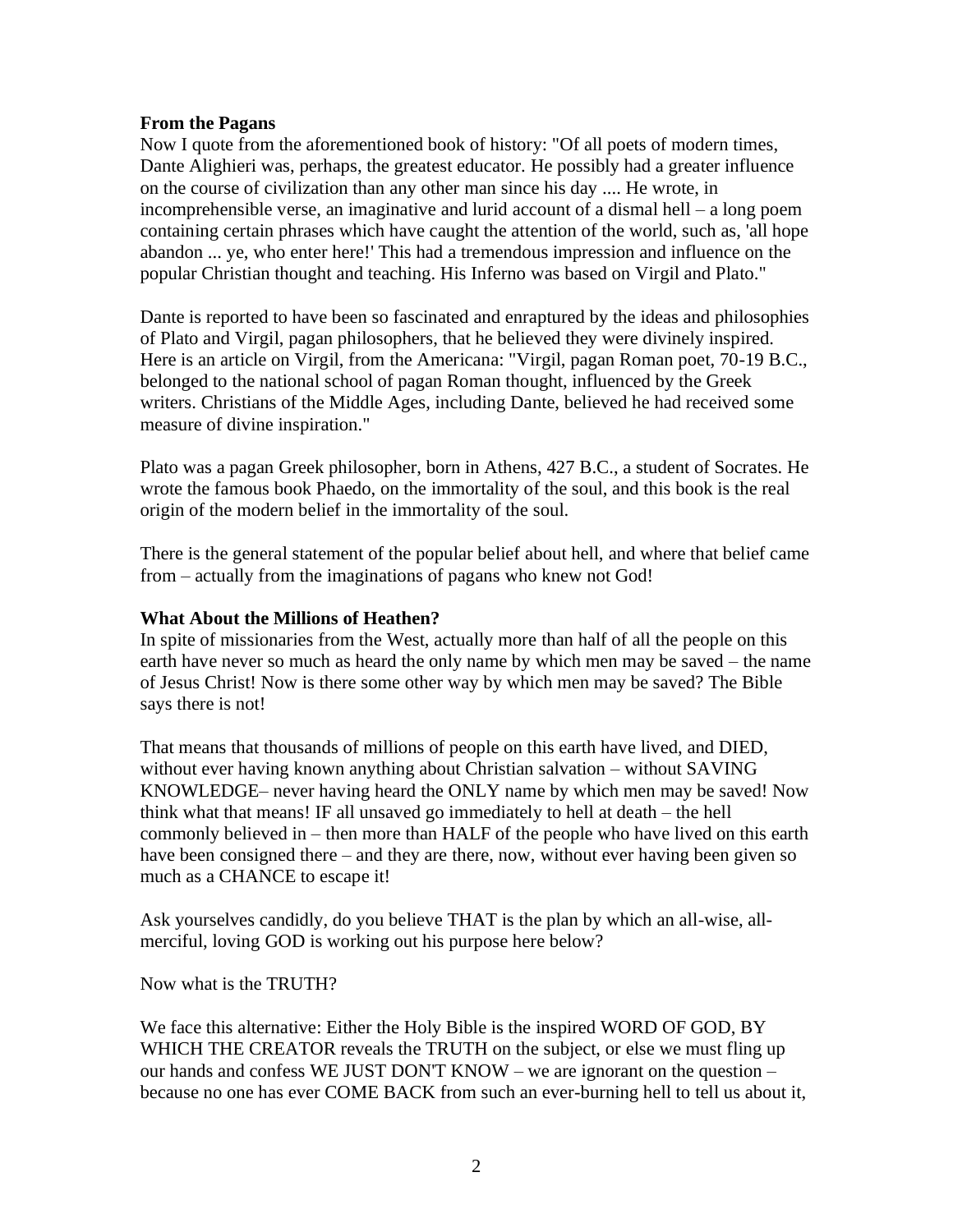**From the Pagans**

Now I quote from the aforementioned book of history: "Of all poets of modern times, Dante Alighieri was, perhaps, the greatest educator. He possibly had a greater influence on the course of civilization than any other man since his day .... He wrote, in incomprehensible verse, an imaginative and lurid account of a dismal hell – a long poem containing certain phrases which have caught the attention of the world, such as, 'all hope abandon ... ye, who enter here!' This had a tremendous impression and influence on the popular Christian thought and teaching. His Inferno was based on Virgil and Plato."

Dante is reported to have been so fascinated and enraptured by the ideas and philosophies of Plato and Virgil, pagan philosophers, that he believed they were divinely inspired. Here is an article on Virgil, from the Americana: "Virgil, pagan Roman poet, 70-19 B.C., belonged to the national school of pagan Roman thought, influenced by the Greek writers. Christians of the Middle Ages, including Dante, believed he had received some measure of divine inspiration."

Plato was a pagan Greek philosopher, born in Athens, 427 B.C., a student of Socrates. He wrote the famous book Phaedo, on the immortality of the soul, and this book is the real origin of the modern belief in the immortality of the soul.

There is the general statement of the popular belief about hell, and where that belief came from – actually from the imaginations of pagans who knew not God!

**What About the Millions of Heathen?**

In spite of missionaries from the West, actually more than half of all the people on this earth have never so much as heard the only name by which men may be saved – the name of Jesus Christ! Now is there some other way by which men may be saved? The Bible says there is not!

That means that thousands of millions of people on this earth have lived, and DIED, without ever having known anything about Christian salvation – without SAVING KNOWLEDGE– never having heard the ONLY name by which men may be saved! Now think what that means! IF all unsaved go immediately to hell at death – the hell commonly believed in – then more than HALF of the people who have lived on this earth have been consigned there – and they are there, now, without ever having been given so much as a CHANCE to escape it!

Ask yourselves candidly, do you believe THAT is the plan by which an all-wise, all-merciful, loving GOD is working out his purpose here below?

Now what is the TRUTH?

We face this alternative: Either the Holy Bible is the inspired WORD OF GOD, BY WHICH THE CREATOR reveals the TRUTH on the subject, or else we must fling up our hands and confess WE JUST DON'T KNOW – we are ignorant on the question – because no one has ever COME BACK from such an ever-burning hell to tell us about it,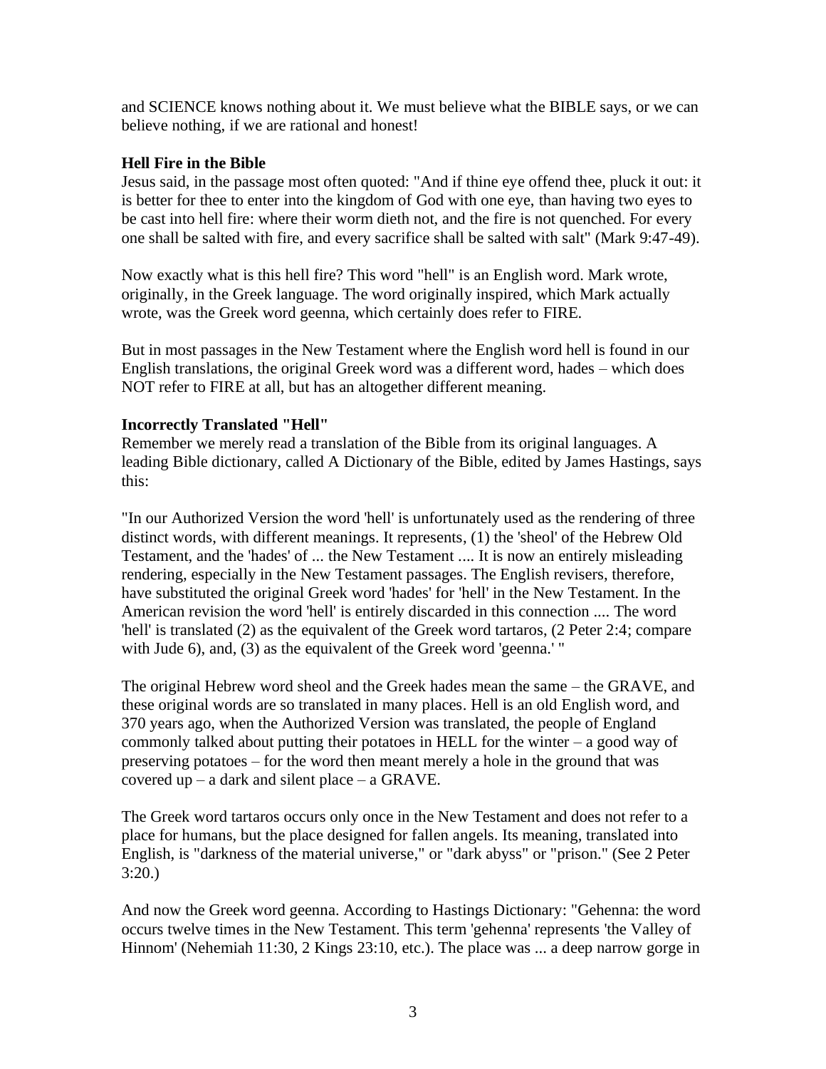and SCIENCE knows nothing about it. We must believe what the BIBLE says, or we can believe nothing, if we are rational and honest!

### Hell Fire in the Bible

Jesus said, in the passage most often quoted: "And if thine eye offend thee, pluck it out: it is better for thee to enter into the kingdom of God with one eye, than having two eyes to be cast into hell fire: where their worm dieth not, and the fire is not quenched. For every one shall be salted with fire, and every sacrifice shall be salted with salt" (Mark 9:47-49).

Now exactly what is this hell fire? This word "hell" is an English word. Mark wrote, originally, in the Greek language. The word originally inspired, which Mark actually wrote, was the Greek word geenna, which certainly does refer to FIRE.

But in most passages in the New Testament where the English word hell is found in our English translations, the original Greek word was a different word, hades – which does NOT refer to FIRE at all, but has an altogether different meaning.

### Incorrectly Translated "Hell"

Remember we merely read a translation of the Bible from its original languages. A leading Bible dictionary, called A Dictionary of the Bible, edited by James Hastings, says this:

"In our Authorized Version the word 'hell' is unfortunately used as the rendering of three distinct words, with different meanings. It represents, (1) the 'sheol' of the Hebrew Old Testament, and the 'hades' of ... the New Testament .... It is now an entirely misleading rendering, especially in the New Testament passages. The English revisers, therefore, have substituted the original Greek word 'hades' for 'hell' in the New Testament. In the American revision the word 'hell' is entirely discarded in this connection .... The word 'hell' is translated (2) as the equivalent of the Greek word tartaros, (2 Peter 2:4; compare with Jude 6), and, (3) as the equivalent of the Greek word 'geenna.' "

The original Hebrew word sheol and the Greek hades mean the same – the GRAVE, and these original words are so translated in many places. Hell is an old English word, and 370 years ago, when the Authorized Version was translated, the people of England commonly talked about putting their potatoes in HELL for the winter – a good way of preserving potatoes – for the word then meant merely a hole in the ground that was covered up – a dark and silent place – a GRAVE.

The Greek word tartaros occurs only once in the New Testament and does not refer to a place for humans, but the place designed for fallen angels. Its meaning, translated into English, is "darkness of the material universe," or "dark abyss" or "prison." (See 2 Peter 3:20.)

And now the Greek word geenna. According to Hastings Dictionary: "Gehenna: the word occurs twelve times in the New Testament. This term 'gehenna' represents 'the Valley of Hinnom' (Nehemiah 11:30, 2 Kings 23:10, etc.). The place was ... a deep narrow gorge in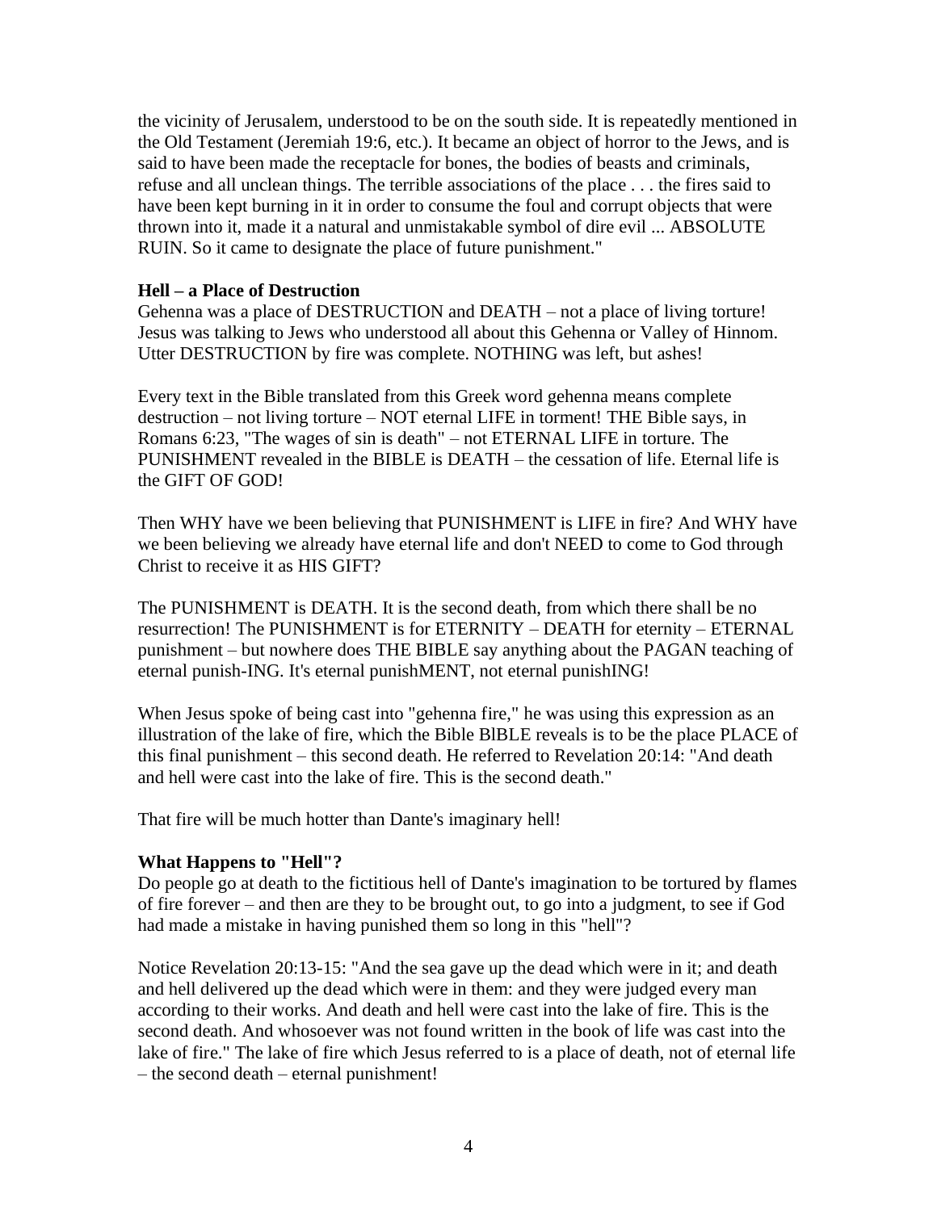the vicinity of Jerusalem, understood to be on the south side. It is repeatedly mentioned in the Old Testament (Jeremiah 19:6, etc.). It became an object of horror to the Jews, and is said to have been made the receptacle for bones, the bodies of beasts and criminals, refuse and all unclean things. The terrible associations of the place . . . the fires said to have been kept burning in it in order to consume the foul and corrupt objects that were thrown into it, made it a natural and unmistakable symbol of dire evil ... ABSOLUTE RUIN. So it came to designate the place of future punishment."

**Hell – a Place of Destruction**

Gehenna was a place of DESTRUCTION and DEATH – not a place of living torture! Jesus was talking to Jews who understood all about this Gehenna or Valley of Hinnom. Utter DESTRUCTION by fire was complete. NOTHING was left, but ashes!

Every text in the Bible translated from this Greek word gehenna means complete destruction – not living torture – NOT eternal LIFE in torment! THE Bible says, in Romans 6:23, "The wages of sin is death" – not ETERNAL LIFE in torture. The PUNISHMENT revealed in the BIBLE is DEATH – the cessation of life. Eternal life is the GIFT OF GOD!

Then WHY have we been believing that PUNISHMENT is LIFE in fire? And WHY have we been believing we already have eternal life and don't NEED to come to God through Christ to receive it as HIS GIFT?

The PUNISHMENT is DEATH. It is the second death, from which there shall be no resurrection! The PUNISHMENT is for ETERNITY – DEATH for eternity – ETERNAL punishment – but nowhere does THE BIBLE say anything about the PAGAN teaching of eternal punish-ING. It's eternal punishMENT, not eternal punishING!

When Jesus spoke of being cast into "gehenna fire," he was using this expression as an illustration of the lake of fire, which the Bible BIBLE reveals is to be the place PLACE of this final punishment – this second death. He referred to Revelation 20:14: "And death and hell were cast into the lake of fire. This is the second death."

That fire will be much hotter than Dante's imaginary hell!

**What Happens to "Hell"?**

Do people go at death to the fictitious hell of Dante's imagination to be tortured by flames of fire forever – and then are they to be brought out, to go into a judgment, to see if God had made a mistake in having punished them so long in this "hell"?

Notice Revelation 20:13-15: "And the sea gave up the dead which were in it; and death and hell delivered up the dead which were in them: and they were judged every man according to their works. And death and hell were cast into the lake of fire. This is the second death. And whosoever was not found written in the book of life was cast into the lake of fire." The lake of fire which Jesus referred to is a place of death, not of eternal life – the second death – eternal punishment!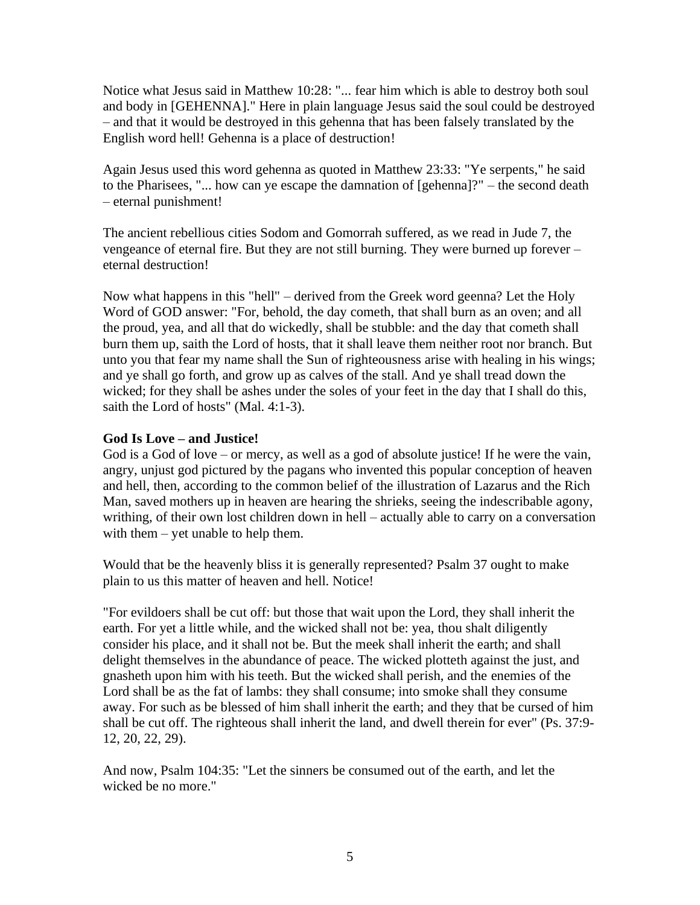Notice what Jesus said in Matthew 10:28: "... fear him which is able to destroy both soul and body in [GEHENNA]." Here in plain language Jesus said the soul could be destroyed – and that it would be destroyed in this gehenna that has been falsely translated by the English word hell! Gehenna is a place of destruction!

Again Jesus used this word gehenna as quoted in Matthew 23:33: "Ye serpents," he said to the Pharisees, "... how can ye escape the damnation of [gehenna]?" – the second death – eternal punishment!

The ancient rebellious cities Sodom and Gomorrah suffered, as we read in Jude 7, the vengeance of eternal fire. But they are not still burning. They were burned up forever – eternal destruction!

Now what happens in this "hell" – derived from the Greek word geenna? Let the Holy Word of GOD answer: "For, behold, the day cometh, that shall burn as an oven; and all the proud, yea, and all that do wickedly, shall be stubble: and the day that cometh shall burn them up, saith the Lord of hosts, that it shall leave them neither root nor branch. But unto you that fear my name shall the Sun of righteousness arise with healing in his wings; and ye shall go forth, and grow up as calves of the stall. And ye shall tread down the wicked; for they shall be ashes under the soles of your feet in the day that I shall do this, saith the Lord of hosts" (Mal. 4:1-3).

**God Is Love – and Justice!**

God is a God of love – or mercy, as well as a god of absolute justice! If he were the vain, angry, unjust god pictured by the pagans who invented this popular conception of heaven and hell, then, according to the common belief of the illustration of Lazarus and the Rich Man, saved mothers up in heaven are hearing the shrieks, seeing the indescribable agony, writhing, of their own lost children down in hell – actually able to carry on a conversation with them – yet unable to help them.

Would that be the heavenly bliss it is generally represented? Psalm 37 ought to make plain to us this matter of heaven and hell. Notice!

"For evildoers shall be cut off: but those that wait upon the Lord, they shall inherit the earth. For yet a little while, and the wicked shall not be: yea, thou shalt diligently consider his place, and it shall not be. But the meek shall inherit the earth; and shall delight themselves in the abundance of peace. The wicked plotteth against the just, and gnasheth upon him with his teeth. But the wicked shall perish, and the enemies of the Lord shall be as the fat of lambs: they shall consume; into smoke shall they consume away. For such as be blessed of him shall inherit the earth; and they that be cursed of him shall be cut off. The righteous shall inherit the land, and dwell therein for ever" (Ps. 37:9-12, 20, 22, 29).

And now, Psalm 104:35: "Let the sinners be consumed out of the earth, and let the wicked be no more."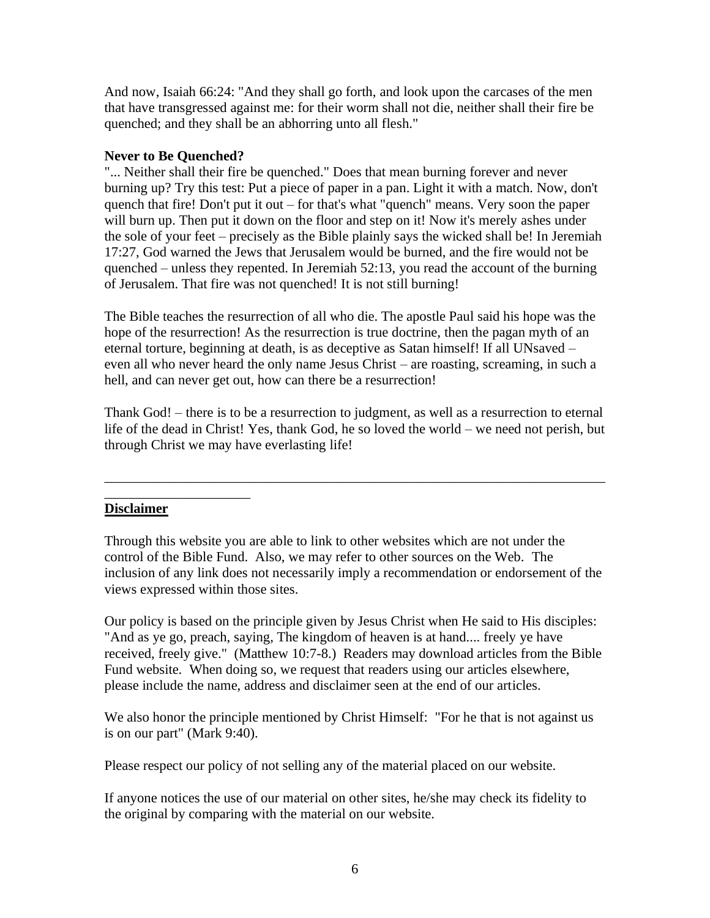And now, Isaiah 66:24: "And they shall go forth, and look upon the carcases of the men that have transgressed against me: for their worm shall not die, neither shall their fire be quenched; and they shall be an abhorring unto all flesh."

**Never to Be Quenched?**

"... Neither shall their fire be quenched." Does that mean burning forever and never burning up? Try this test: Put a piece of paper in a pan. Light it with a match. Now, don't quench that fire! Don't put it out – for that's what "quench" means. Very soon the paper will burn up. Then put it down on the floor and step on it! Now it's merely ashes under the sole of your feet – precisely as the Bible plainly says the wicked shall be! In Jeremiah 17:27, God warned the Jews that Jerusalem would be burned, and the fire would not be quenched – unless they repented. In Jeremiah 52:13, you read the account of the burning of Jerusalem. That fire was not quenched! It is not still burning!

The Bible teaches the resurrection of all who die. The apostle Paul said his hope was the hope of the resurrection! As the resurrection is true doctrine, then the pagan myth of an eternal torture, beginning at death, is as deceptive as Satan himself! If all UNsaved – even all who never heard the only name Jesus Christ – are roasting, screaming, in such a hell, and can never get out, how can there be a resurrection!

Thank God! – there is to be a resurrection to judgment, as well as a resurrection to eternal life of the dead in Christ! Yes, thank God, he so loved the world – we need not perish, but through Christ we may have everlasting life!

---

**Disclaimer**

Through this website you are able to link to other websites which are not under the control of the Bible Fund. Also, we may refer to other sources on the Web. The inclusion of any link does not necessarily imply a recommendation or endorsement of the views expressed within those sites.

Our policy is based on the principle given by Jesus Christ when He said to His disciples: "And as ye go, preach, saying, The kingdom of heaven is at hand.... freely ye have received, freely give." (Matthew 10:7-8.) Readers may download articles from the Bible Fund website. When doing so, we request that readers using our articles elsewhere, please include the name, address and disclaimer seen at the end of our articles.

We also honor the principle mentioned by Christ Himself: "For he that is not against us is on our part" (Mark 9:40).

Please respect our policy of not selling any of the material placed on our website.

If anyone notices the use of our material on other sites, he/she may check its fidelity to the original by comparing with the material on our website.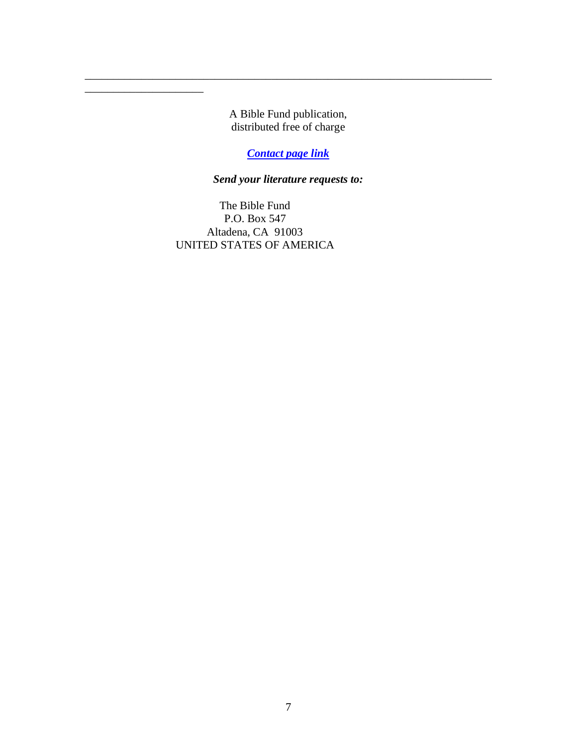---

A Bible Fund publication,
distributed free of charge

***Contact page link***

***Send your literature requests to:***

The Bible Fund
P.O. Box 547
Altadena, CA 91003
UNITED STATES OF AMERICA